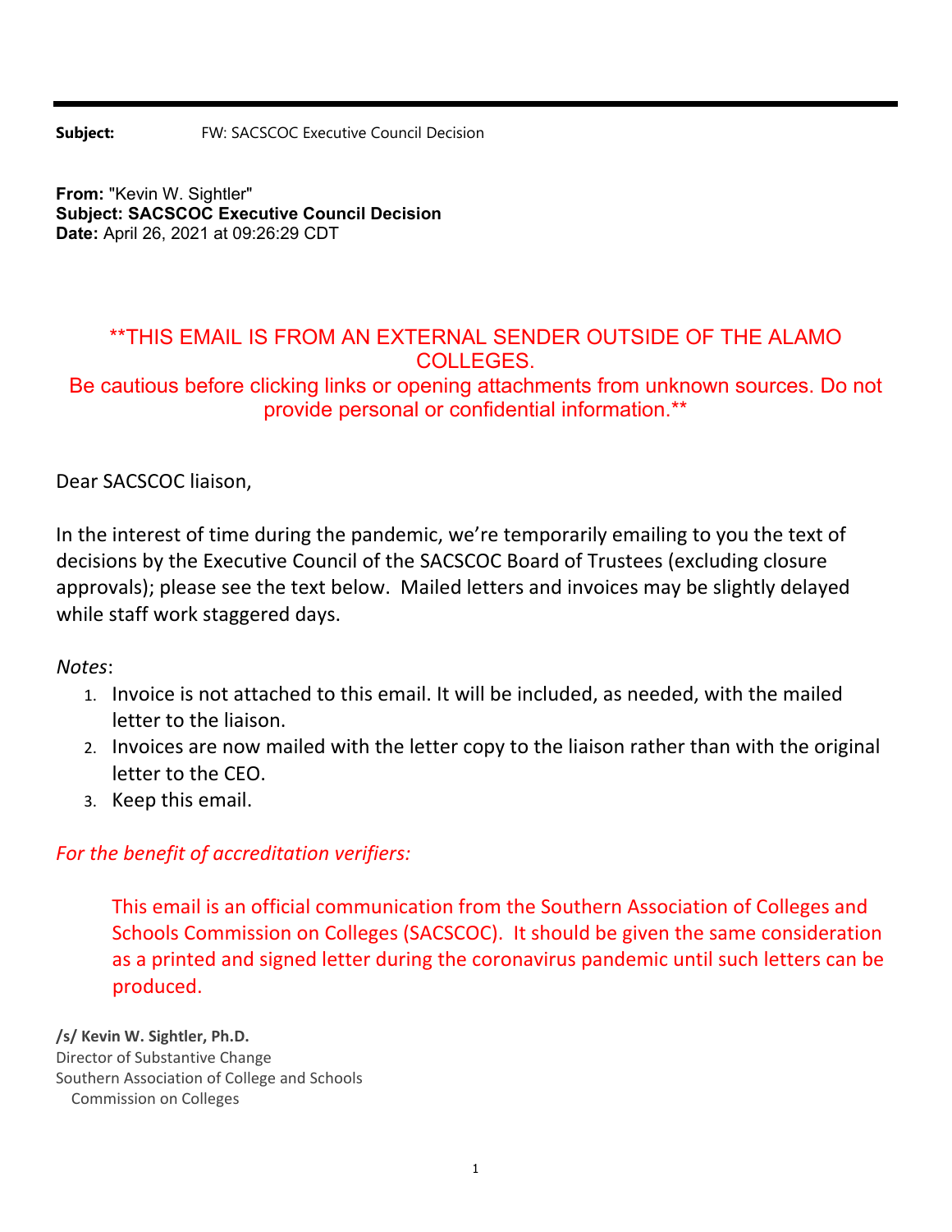**Subject:** FW: SACSCOC Executive Council Decision

**From:** "Kevin W. Sightler"
**Subject: SACSCOC Executive Council Decision**
**Date:** April 26, 2021 at 09:26:29 CDT

**THIS EMAIL IS FROM AN EXTERNAL SENDER OUTSIDE OF THE ALAMO COLLEGES.
Be cautious before clicking links or opening attachments from unknown sources. Do not provide personal or confidential information.**

Dear SACSCOC liaison,

In the interest of time during the pandemic, we're temporarily emailing to you the text of decisions by the Executive Council of the SACSCOC Board of Trustees (excluding closure approvals); please see the text below. Mailed letters and invoices may be slightly delayed while staff work staggered days.

*Notes*:

1. Invoice is not attached to this email. It will be included, as needed, with the mailed letter to the liaison.
2. Invoices are now mailed with the letter copy to the liaison rather than with the original letter to the CEO.
3. Keep this email.

*For the benefit of accreditation verifiers:*

> This email is an official communication from the Southern Association of Colleges and Schools Commission on Colleges (SACSCOC). It should be given the same consideration as a printed and signed letter during the coronavirus pandemic until such letters can be produced.

**/s/ Kevin W. Sightler, Ph.D.**
Director of Substantive Change
Southern Association of College and Schools
Commission on Colleges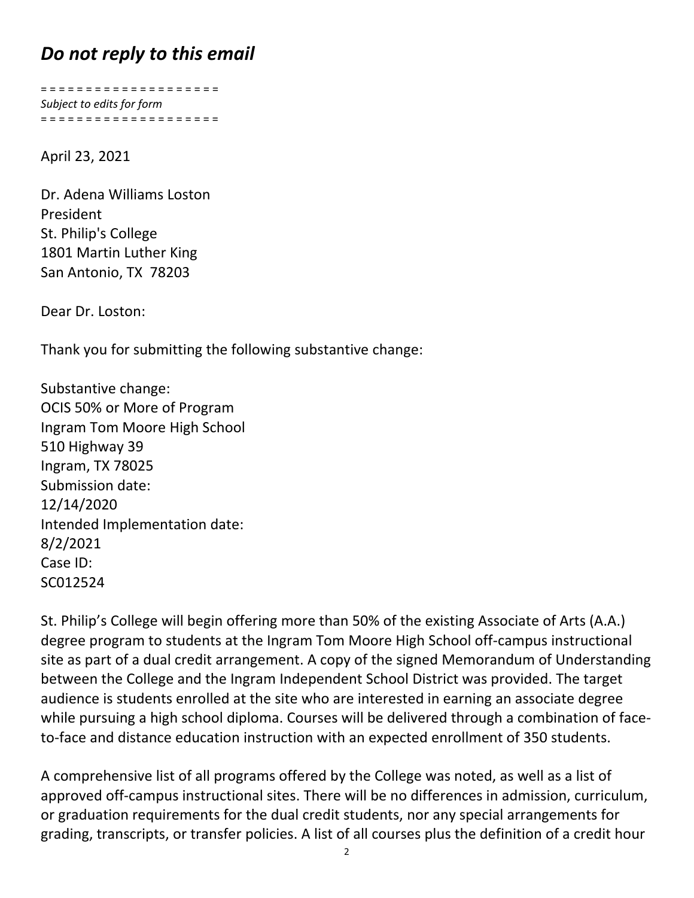## *Do not reply to this email*

= = = = = = = = = = = = = = = = = = = =

*Subject to edits for form*

= = = = = = = = = = = = = = = = = = = =

April 23, 2021

Dr. Adena Williams Loston
President
St. Philip's College
1801 Martin Luther King
San Antonio, TX 78203

Dear Dr. Loston:

Thank you for submitting the following substantive change:

Substantive change:
OCIS 50% or More of Program
Ingram Tom Moore High School
510 Highway 39
Ingram, TX 78025
Submission date:
12/14/2020
Intended Implementation date:
8/2/2021
Case ID:
SC012524

St. Philip's College will begin offering more than 50% of the existing Associate of Arts (A.A.) degree program to students at the Ingram Tom Moore High School off-campus instructional site as part of a dual credit arrangement. A copy of the signed Memorandum of Understanding between the College and the Ingram Independent School District was provided. The target audience is students enrolled at the site who are interested in earning an associate degree while pursuing a high school diploma. Courses will be delivered through a combination of face-to-face and distance education instruction with an expected enrollment of 350 students.

A comprehensive list of all programs offered by the College was noted, as well as a list of approved off-campus instructional sites. There will be no differences in admission, curriculum, or graduation requirements for the dual credit students, nor any special arrangements for grading, transcripts, or transfer policies. A list of all courses plus the definition of a credit hour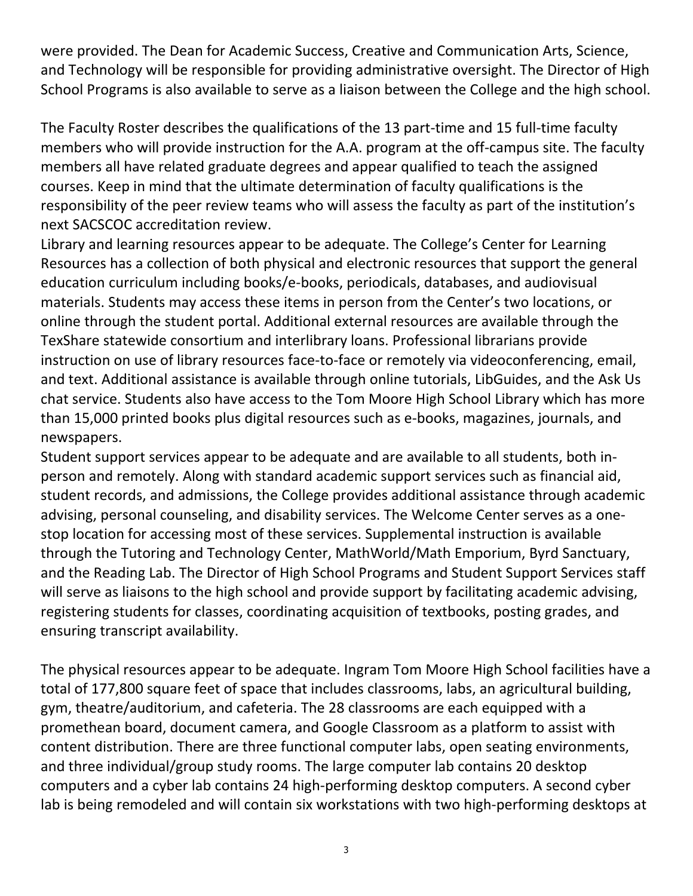were provided. The Dean for Academic Success, Creative and Communication Arts, Science, and Technology will be responsible for providing administrative oversight. The Director of High School Programs is also available to serve as a liaison between the College and the high school.

The Faculty Roster describes the qualifications of the 13 part-time and 15 full-time faculty members who will provide instruction for the A.A. program at the off-campus site. The faculty members all have related graduate degrees and appear qualified to teach the assigned courses. Keep in mind that the ultimate determination of faculty qualifications is the responsibility of the peer review teams who will assess the faculty as part of the institution's next SACSCOC accreditation review.

Library and learning resources appear to be adequate. The College's Center for Learning Resources has a collection of both physical and electronic resources that support the general education curriculum including books/e-books, periodicals, databases, and audiovisual materials. Students may access these items in person from the Center's two locations, or online through the student portal. Additional external resources are available through the TexShare statewide consortium and interlibrary loans. Professional librarians provide instruction on use of library resources face-to-face or remotely via videoconferencing, email, and text. Additional assistance is available through online tutorials, LibGuides, and the Ask Us chat service. Students also have access to the Tom Moore High School Library which has more than 15,000 printed books plus digital resources such as e-books, magazines, journals, and newspapers.

Student support services appear to be adequate and are available to all students, both in-person and remotely. Along with standard academic support services such as financial aid, student records, and admissions, the College provides additional assistance through academic advising, personal counseling, and disability services. The Welcome Center serves as a one-stop location for accessing most of these services. Supplemental instruction is available through the Tutoring and Technology Center, MathWorld/Math Emporium, Byrd Sanctuary, and the Reading Lab. The Director of High School Programs and Student Support Services staff will serve as liaisons to the high school and provide support by facilitating academic advising, registering students for classes, coordinating acquisition of textbooks, posting grades, and ensuring transcript availability.

The physical resources appear to be adequate. Ingram Tom Moore High School facilities have a total of 177,800 square feet of space that includes classrooms, labs, an agricultural building, gym, theatre/auditorium, and cafeteria. The 28 classrooms are each equipped with a promethean board, document camera, and Google Classroom as a platform to assist with content distribution. There are three functional computer labs, open seating environments, and three individual/group study rooms. The large computer lab contains 20 desktop computers and a cyber lab contains 24 high-performing desktop computers. A second cyber lab is being remodeled and will contain six workstations with two high-performing desktops at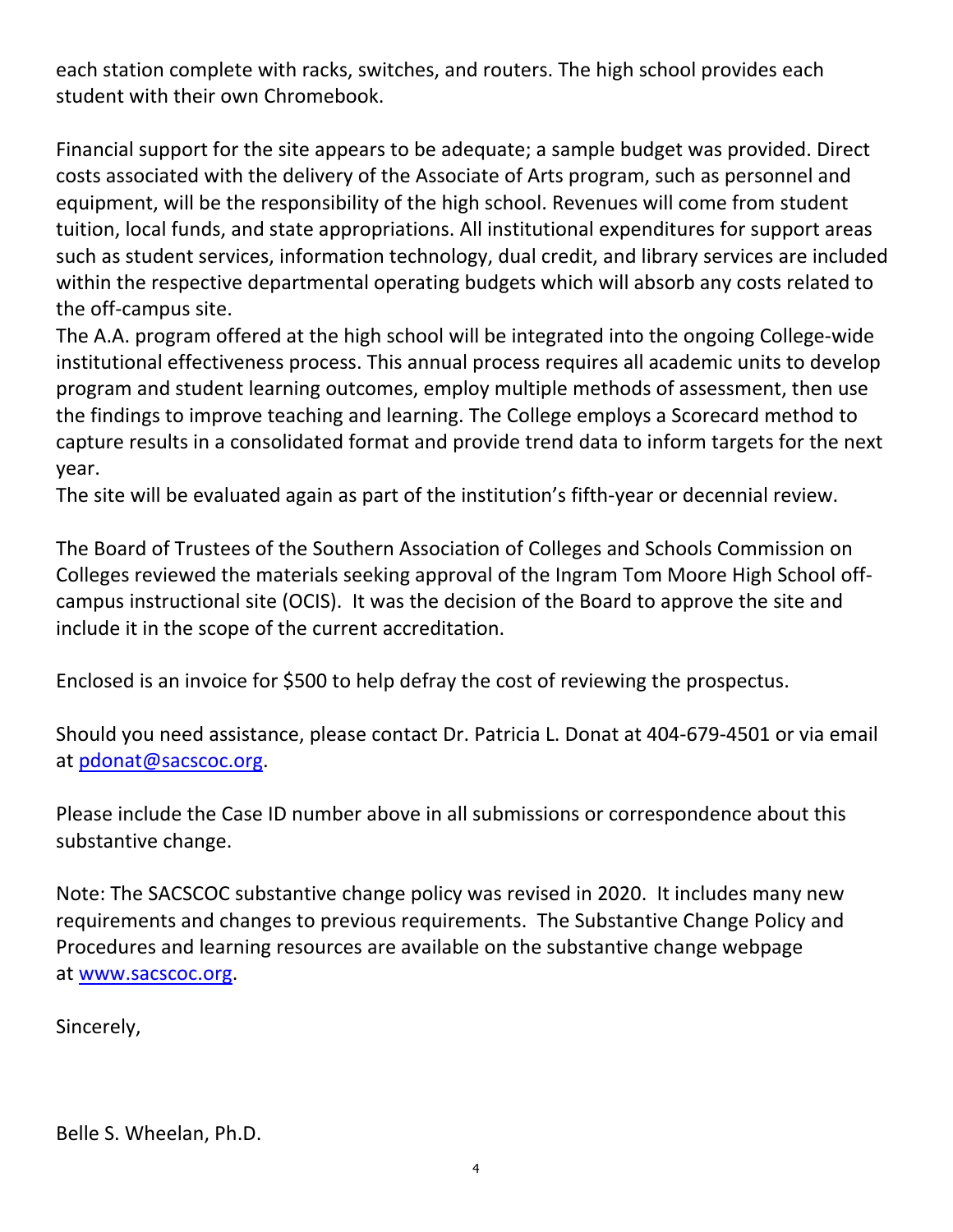each station complete with racks, switches, and routers. The high school provides each student with their own Chromebook.

Financial support for the site appears to be adequate; a sample budget was provided. Direct costs associated with the delivery of the Associate of Arts program, such as personnel and equipment, will be the responsibility of the high school. Revenues will come from student tuition, local funds, and state appropriations. All institutional expenditures for support areas such as student services, information technology, dual credit, and library services are included within the respective departmental operating budgets which will absorb any costs related to the off-campus site.

The A.A. program offered at the high school will be integrated into the ongoing College-wide institutional effectiveness process. This annual process requires all academic units to develop program and student learning outcomes, employ multiple methods of assessment, then use the findings to improve teaching and learning. The College employs a Scorecard method to capture results in a consolidated format and provide trend data to inform targets for the next year.

The site will be evaluated again as part of the institution's fifth-year or decennial review.

The Board of Trustees of the Southern Association of Colleges and Schools Commission on Colleges reviewed the materials seeking approval of the Ingram Tom Moore High School off-campus instructional site (OCIS). It was the decision of the Board to approve the site and include it in the scope of the current accreditation.

Enclosed is an invoice for $500 to help defray the cost of reviewing the prospectus.

Should you need assistance, please contact Dr. Patricia L. Donat at 404-679-4501 or via email at [pdonat@sacscoc.org](mailto:pdonat@sacscoc.org).

Please include the Case ID number above in all submissions or correspondence about this substantive change.

Note: The SACSCOC substantive change policy was revised in 2020. It includes many new requirements and changes to previous requirements. The Substantive Change Policy and Procedures and learning resources are available on the substantive change webpage at [www.sacscoc.org](http://www.sacscoc.org).

Sincerely,

Belle S. Wheelan, Ph.D.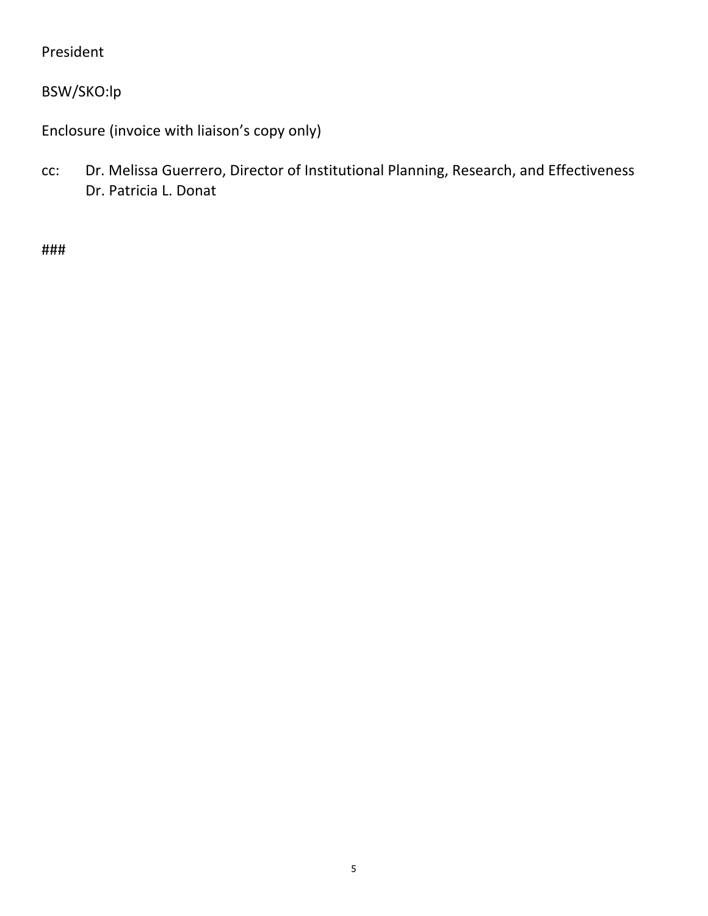President

BSW/SKO:lp

Enclosure (invoice with liaison's copy only)

cc: Dr. Melissa Guerrero, Director of Institutional Planning, Research, and Effectiveness
 Dr. Patricia L. Donat

###